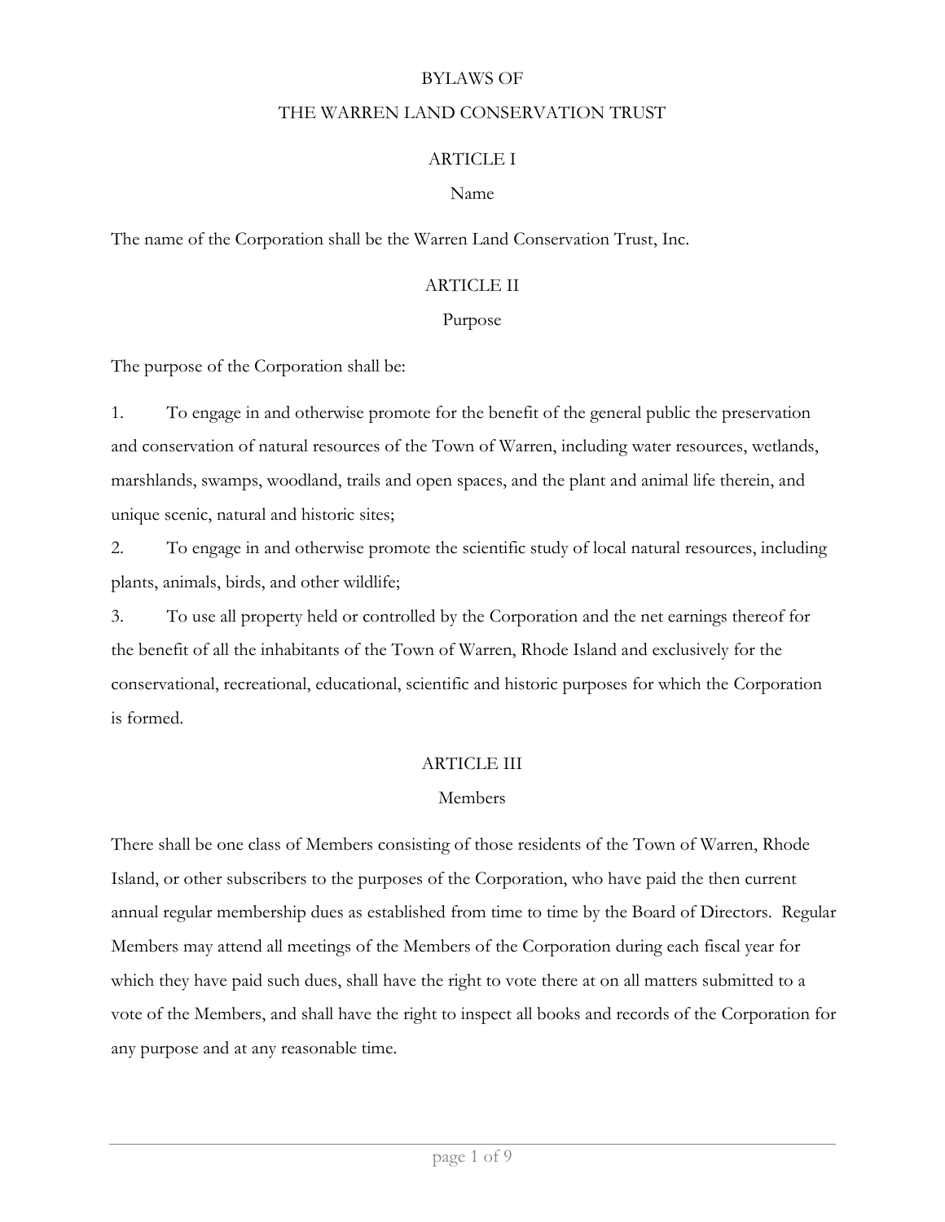# BYLAWS OF
# THE WARREN LAND CONSERVATION TRUST

## ARTICLE I

### Name

The name of the Corporation shall be the Warren Land Conservation Trust, Inc.

## ARTICLE II

### Purpose

The purpose of the Corporation shall be:

1. To engage in and otherwise promote for the benefit of the general public the preservation and conservation of natural resources of the Town of Warren, including water resources, wetlands, marshlands, swamps, woodland, trails and open spaces, and the plant and animal life therein, and unique scenic, natural and historic sites;
2. To engage in and otherwise promote the scientific study of local natural resources, including plants, animals, birds, and other wildlife;
3. To use all property held or controlled by the Corporation and the net earnings thereof for the benefit of all the inhabitants of the Town of Warren, Rhode Island and exclusively for the conservational, recreational, educational, scientific and historic purposes for which the Corporation is formed.

## ARTICLE III

### Members

There shall be one class of Members consisting of those residents of the Town of Warren, Rhode Island, or other subscribers to the purposes of the Corporation, who have paid the then current annual regular membership dues as established from time to time by the Board of Directors. Regular Members may attend all meetings of the Members of the Corporation during each fiscal year for which they have paid such dues, shall have the right to vote there at on all matters submitted to a vote of the Members, and shall have the right to inspect all books and records of the Corporation for any purpose and at any reasonable time.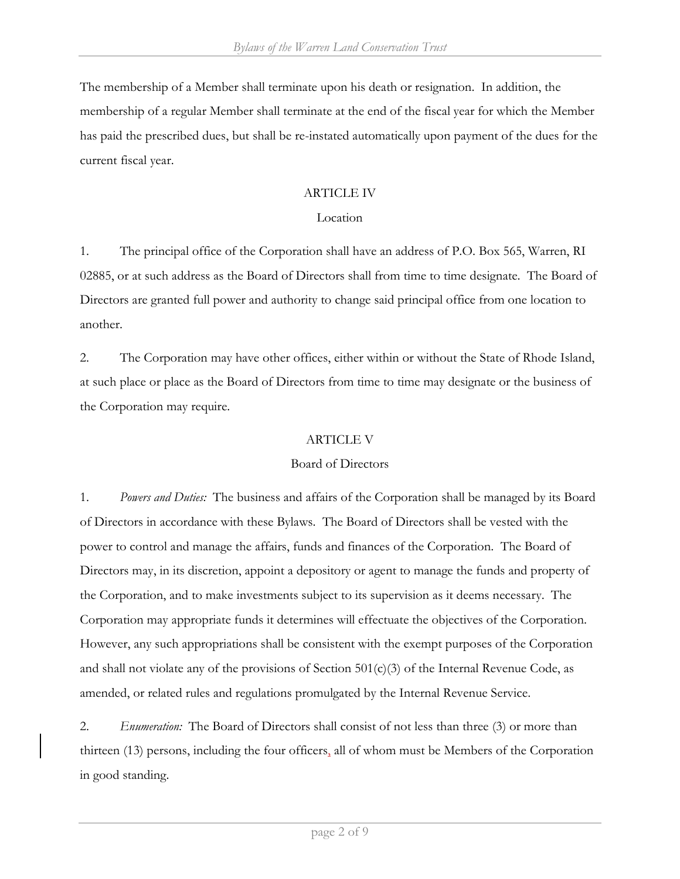The membership of a Member shall terminate upon his death or resignation. In addition, the membership of a regular Member shall terminate at the end of the fiscal year for which the Member has paid the prescribed dues, but shall be re-instated automatically upon payment of the dues for the current fiscal year.

## ARTICLE IV

### Location

1. The principal office of the Corporation shall have an address of P.O. Box 565, Warren, RI 02885, or at such address as the Board of Directors shall from time to time designate. The Board of Directors are granted full power and authority to change said principal office from one location to another.

2. The Corporation may have other offices, either within or without the State of Rhode Island, at such place or place as the Board of Directors from time to time may designate or the business of the Corporation may require.

## ARTICLE V

### Board of Directors

1. *Powers and Duties:* The business and affairs of the Corporation shall be managed by its Board of Directors in accordance with these Bylaws. The Board of Directors shall be vested with the power to control and manage the affairs, funds and finances of the Corporation. The Board of Directors may, in its discretion, appoint a depository or agent to manage the funds and property of the Corporation, and to make investments subject to its supervision as it deems necessary. The Corporation may appropriate funds it determines will effectuate the objectives of the Corporation. However, any such appropriations shall be consistent with the exempt purposes of the Corporation and shall not violate any of the provisions of Section 501(c)(3) of the Internal Revenue Code, as amended, or related rules and regulations promulgated by the Internal Revenue Service.

2. *Enumeration:* The Board of Directors shall consist of not less than three (3) or more than thirteen (13) persons, including the four officers, all of whom must be Members of the Corporation in good standing.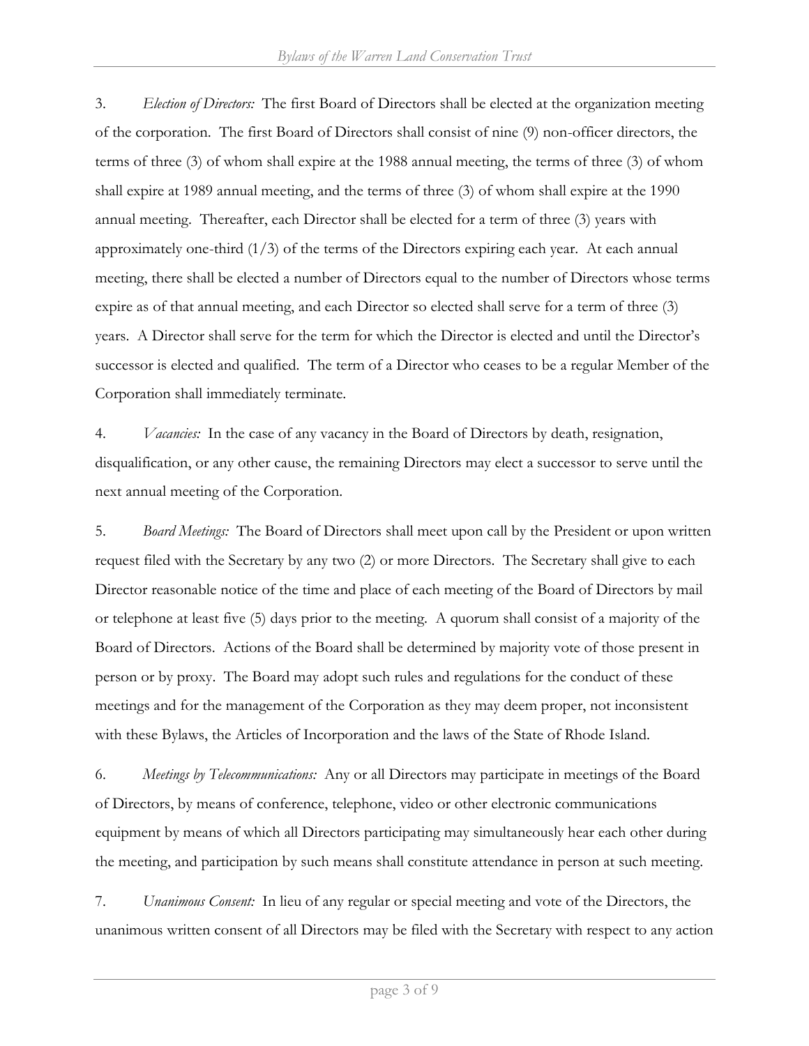3. *Election of Directors:* The first Board of Directors shall be elected at the organization meeting of the corporation. The first Board of Directors shall consist of nine (9) non-officer directors, the terms of three (3) of whom shall expire at the 1988 annual meeting, the terms of three (3) of whom shall expire at 1989 annual meeting, and the terms of three (3) of whom shall expire at the 1990 annual meeting. Thereafter, each Director shall be elected for a term of three (3) years with approximately one-third (1/3) of the terms of the Directors expiring each year. At each annual meeting, there shall be elected a number of Directors equal to the number of Directors whose terms expire as of that annual meeting, and each Director so elected shall serve for a term of three (3) years. A Director shall serve for the term for which the Director is elected and until the Director's successor is elected and qualified. The term of a Director who ceases to be a regular Member of the Corporation shall immediately terminate.

4. *Vacancies:* In the case of any vacancy in the Board of Directors by death, resignation, disqualification, or any other cause, the remaining Directors may elect a successor to serve until the next annual meeting of the Corporation.

5. *Board Meetings:* The Board of Directors shall meet upon call by the President or upon written request filed with the Secretary by any two (2) or more Directors. The Secretary shall give to each Director reasonable notice of the time and place of each meeting of the Board of Directors by mail or telephone at least five (5) days prior to the meeting. A quorum shall consist of a majority of the Board of Directors. Actions of the Board shall be determined by majority vote of those present in person or by proxy. The Board may adopt such rules and regulations for the conduct of these meetings and for the management of the Corporation as they may deem proper, not inconsistent with these Bylaws, the Articles of Incorporation and the laws of the State of Rhode Island.

6. *Meetings by Telecommunications:* Any or all Directors may participate in meetings of the Board of Directors, by means of conference, telephone, video or other electronic communications equipment by means of which all Directors participating may simultaneously hear each other during the meeting, and participation by such means shall constitute attendance in person at such meeting.

7. *Unanimous Consent:* In lieu of any regular or special meeting and vote of the Directors, the unanimous written consent of all Directors may be filed with the Secretary with respect to any action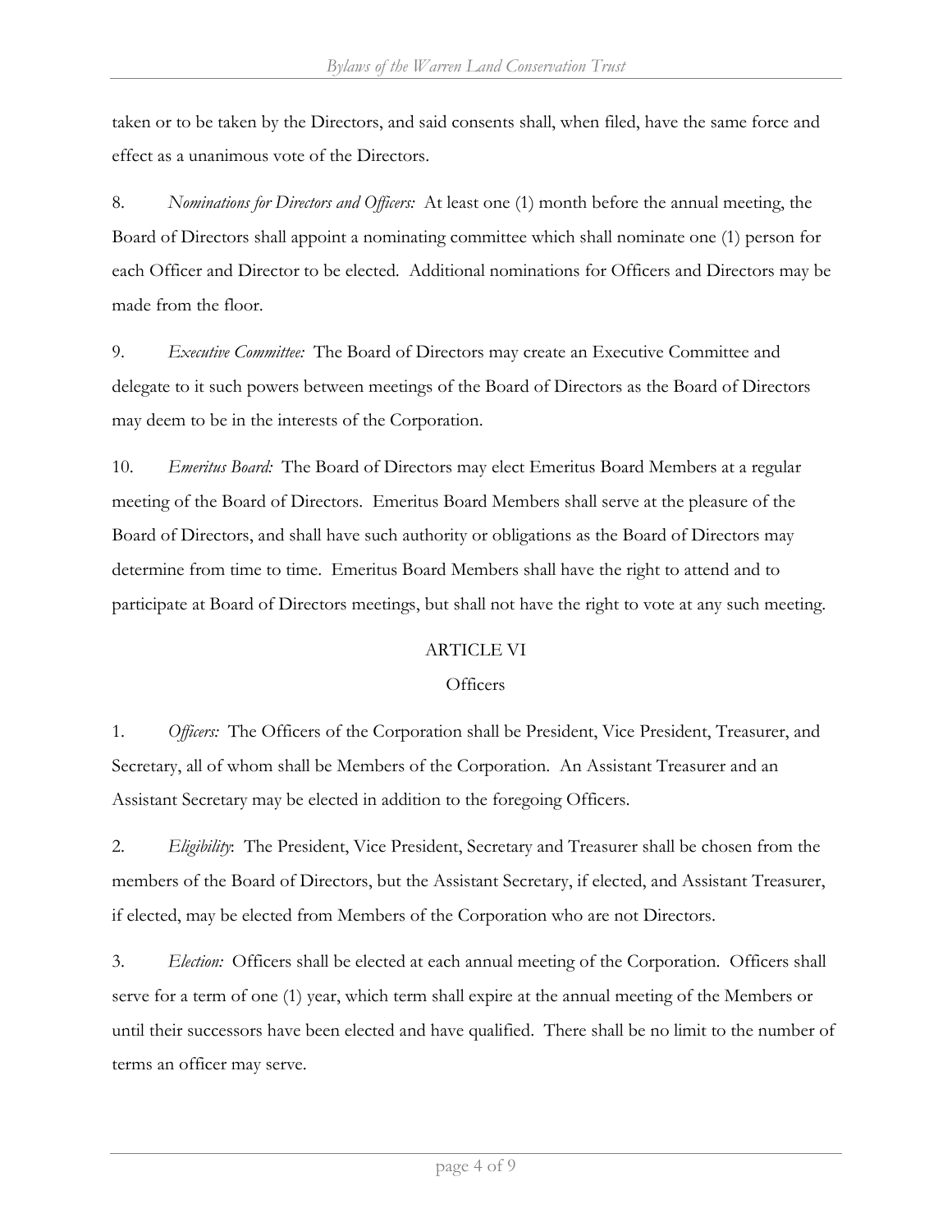taken or to be taken by the Directors, and said consents shall, when filed, have the same force and effect as a unanimous vote of the Directors.

8. *Nominations for Directors and Officers:* At least one (1) month before the annual meeting, the Board of Directors shall appoint a nominating committee which shall nominate one (1) person for each Officer and Director to be elected. Additional nominations for Officers and Directors may be made from the floor.

9. *Executive Committee:* The Board of Directors may create an Executive Committee and delegate to it such powers between meetings of the Board of Directors as the Board of Directors may deem to be in the interests of the Corporation.

10. *Emeritus Board:* The Board of Directors may elect Emeritus Board Members at a regular meeting of the Board of Directors. Emeritus Board Members shall serve at the pleasure of the Board of Directors, and shall have such authority or obligations as the Board of Directors may determine from time to time. Emeritus Board Members shall have the right to attend and to participate at Board of Directors meetings, but shall not have the right to vote at any such meeting.

## ARTICLE VI

## Officers

1. *Officers:* The Officers of the Corporation shall be President, Vice President, Treasurer, and Secretary, all of whom shall be Members of the Corporation. An Assistant Treasurer and an Assistant Secretary may be elected in addition to the foregoing Officers.

2. *Eligibility*: The President, Vice President, Secretary and Treasurer shall be chosen from the members of the Board of Directors, but the Assistant Secretary, if elected, and Assistant Treasurer, if elected, may be elected from Members of the Corporation who are not Directors.

3. *Election:* Officers shall be elected at each annual meeting of the Corporation. Officers shall serve for a term of one (1) year, which term shall expire at the annual meeting of the Members or until their successors have been elected and have qualified. There shall be no limit to the number of terms an officer may serve.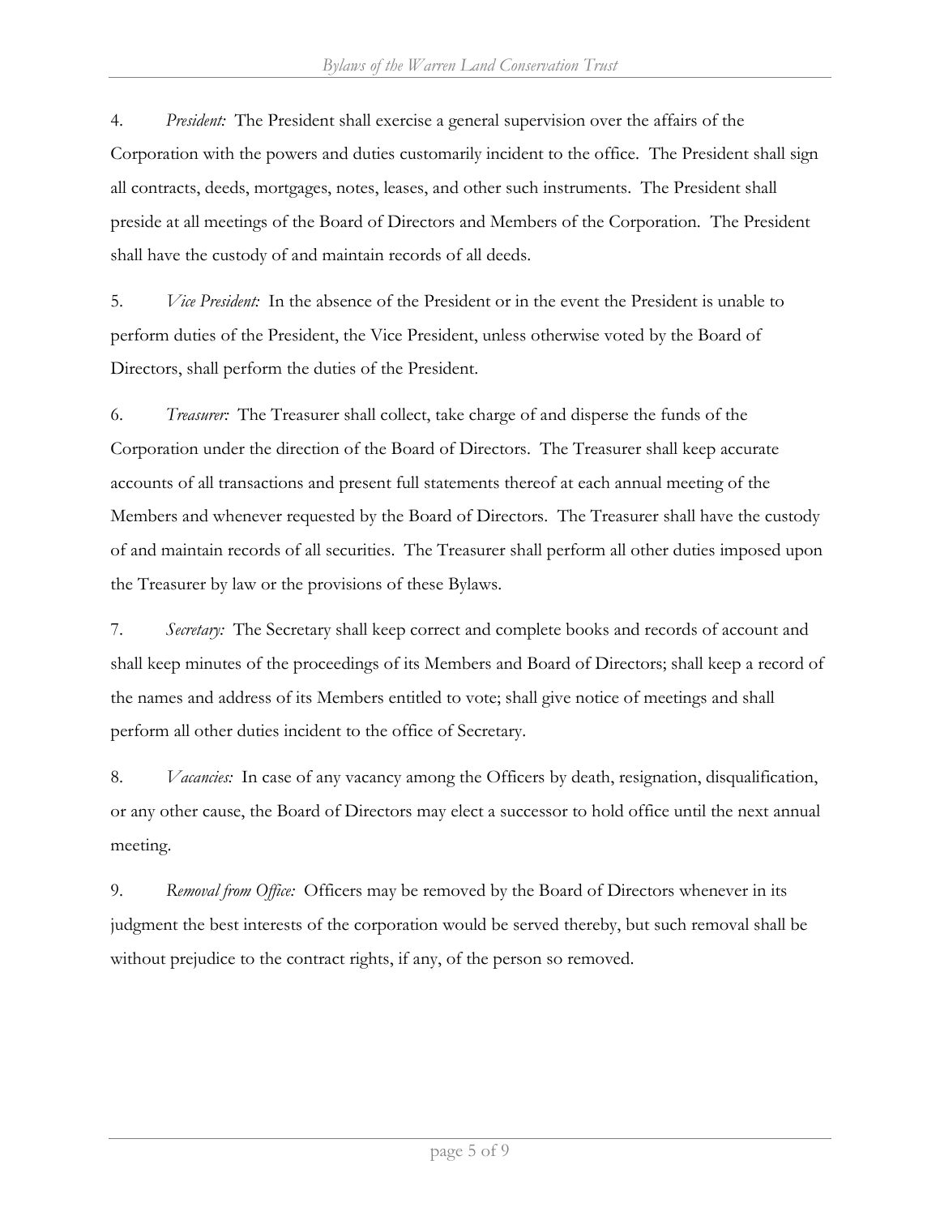4. *President:* The President shall exercise a general supervision over the affairs of the Corporation with the powers and duties customarily incident to the office. The President shall sign all contracts, deeds, mortgages, notes, leases, and other such instruments. The President shall preside at all meetings of the Board of Directors and Members of the Corporation. The President shall have the custody of and maintain records of all deeds.

5. *Vice President:* In the absence of the President or in the event the President is unable to perform duties of the President, the Vice President, unless otherwise voted by the Board of Directors, shall perform the duties of the President.

6. *Treasurer:* The Treasurer shall collect, take charge of and disperse the funds of the Corporation under the direction of the Board of Directors. The Treasurer shall keep accurate accounts of all transactions and present full statements thereof at each annual meeting of the Members and whenever requested by the Board of Directors. The Treasurer shall have the custody of and maintain records of all securities. The Treasurer shall perform all other duties imposed upon the Treasurer by law or the provisions of these Bylaws.

7. *Secretary:* The Secretary shall keep correct and complete books and records of account and shall keep minutes of the proceedings of its Members and Board of Directors; shall keep a record of the names and address of its Members entitled to vote; shall give notice of meetings and shall perform all other duties incident to the office of Secretary.

8. *Vacancies:* In case of any vacancy among the Officers by death, resignation, disqualification, or any other cause, the Board of Directors may elect a successor to hold office until the next annual meeting.

9. *Removal from Office:* Officers may be removed by the Board of Directors whenever in its judgment the best interests of the corporation would be served thereby, but such removal shall be without prejudice to the contract rights, if any, of the person so removed.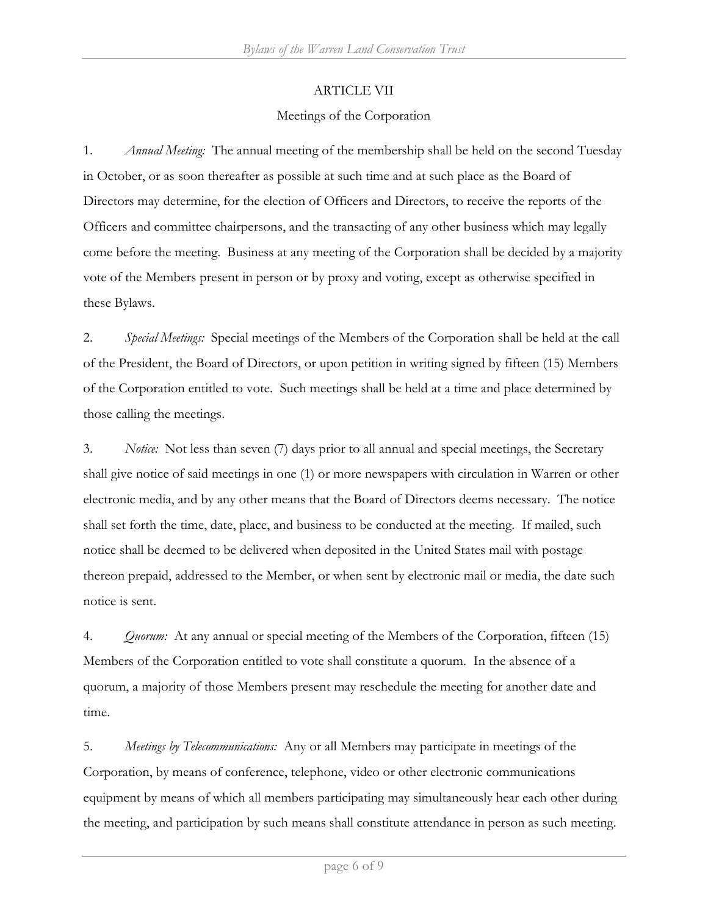## ARTICLE VII

### Meetings of the Corporation

1. *Annual Meeting:* The annual meeting of the membership shall be held on the second Tuesday in October, or as soon thereafter as possible at such time and at such place as the Board of Directors may determine, for the election of Officers and Directors, to receive the reports of the Officers and committee chairpersons, and the transacting of any other business which may legally come before the meeting. Business at any meeting of the Corporation shall be decided by a majority vote of the Members present in person or by proxy and voting, except as otherwise specified in these Bylaws.

2. *Special Meetings:* Special meetings of the Members of the Corporation shall be held at the call of the President, the Board of Directors, or upon petition in writing signed by fifteen (15) Members of the Corporation entitled to vote. Such meetings shall be held at a time and place determined by those calling the meetings.

3. *Notice:* Not less than seven (7) days prior to all annual and special meetings, the Secretary shall give notice of said meetings in one (1) or more newspapers with circulation in Warren or other electronic media, and by any other means that the Board of Directors deems necessary. The notice shall set forth the time, date, place, and business to be conducted at the meeting. If mailed, such notice shall be deemed to be delivered when deposited in the United States mail with postage thereon prepaid, addressed to the Member, or when sent by electronic mail or media, the date such notice is sent.

4. *Quorum:* At any annual or special meeting of the Members of the Corporation, fifteen (15) Members of the Corporation entitled to vote shall constitute a quorum. In the absence of a quorum, a majority of those Members present may reschedule the meeting for another date and time.

5. *Meetings by Telecommunications:* Any or all Members may participate in meetings of the Corporation, by means of conference, telephone, video or other electronic communications equipment by means of which all members participating may simultaneously hear each other during the meeting, and participation by such means shall constitute attendance in person as such meeting.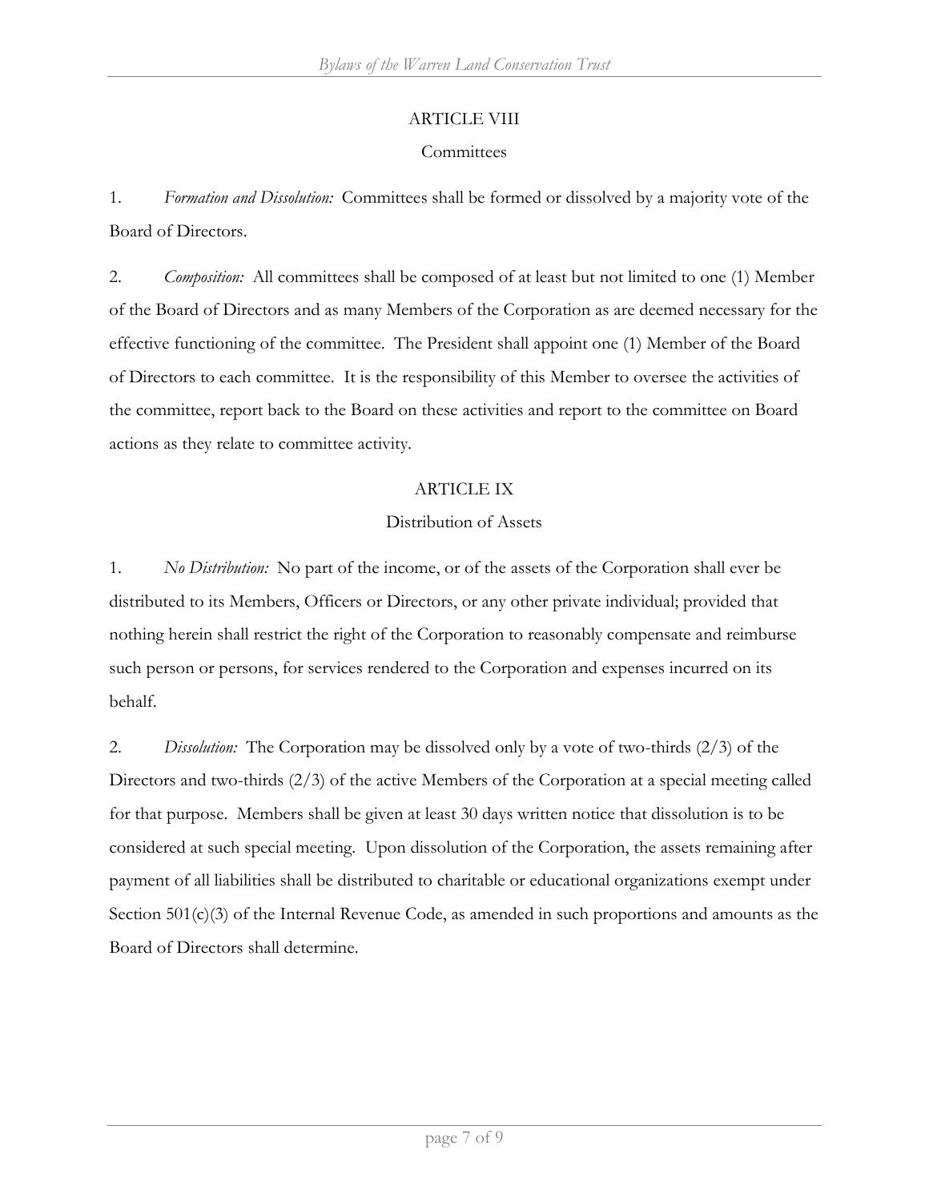## ARTICLE VIII

### Committees

1. *Formation and Dissolution:* Committees shall be formed or dissolved by a majority vote of the Board of Directors.

2. *Composition:* All committees shall be composed of at least but not limited to one (1) Member of the Board of Directors and as many Members of the Corporation as are deemed necessary for the effective functioning of the committee. The President shall appoint one (1) Member of the Board of Directors to each committee. It is the responsibility of this Member to oversee the activities of the committee, report back to the Board on these activities and report to the committee on Board actions as they relate to committee activity.

## ARTICLE IX

### Distribution of Assets

1. *No Distribution:* No part of the income, or of the assets of the Corporation shall ever be distributed to its Members, Officers or Directors, or any other private individual; provided that nothing herein shall restrict the right of the Corporation to reasonably compensate and reimburse such person or persons, for services rendered to the Corporation and expenses incurred on its behalf.

2. *Dissolution:* The Corporation may be dissolved only by a vote of two-thirds (2/3) of the Directors and two-thirds (2/3) of the active Members of the Corporation at a special meeting called for that purpose. Members shall be given at least 30 days written notice that dissolution is to be considered at such special meeting. Upon dissolution of the Corporation, the assets remaining after payment of all liabilities shall be distributed to charitable or educational organizations exempt under Section 501(c)(3) of the Internal Revenue Code, as amended in such proportions and amounts as the Board of Directors shall determine.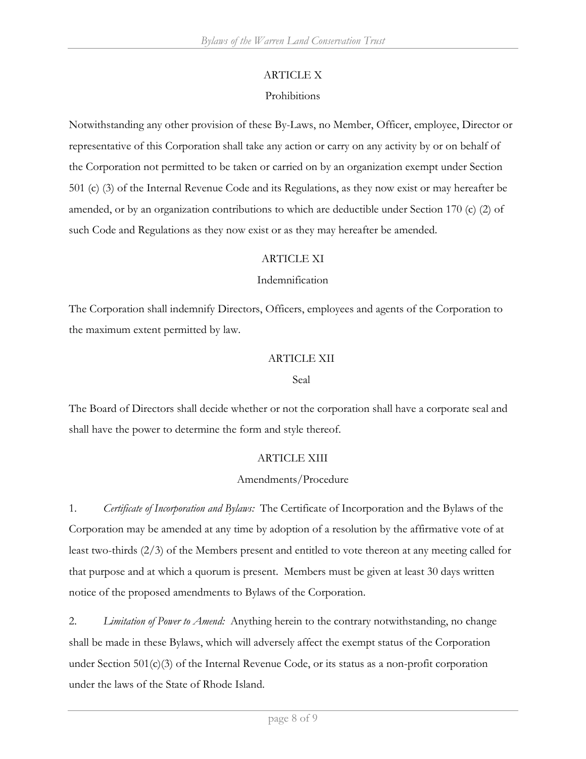## ARTICLE X

### Prohibitions

Notwithstanding any other provision of these By-Laws, no Member, Officer, employee, Director or representative of this Corporation shall take any action or carry on any activity by or on behalf of the Corporation not permitted to be taken or carried on by an organization exempt under Section 501 (c) (3) of the Internal Revenue Code and its Regulations, as they now exist or may hereafter be amended, or by an organization contributions to which are deductible under Section 170 (c) (2) of such Code and Regulations as they now exist or as they may hereafter be amended.

## ARTICLE XI

### Indemnification

The Corporation shall indemnify Directors, Officers, employees and agents of the Corporation to the maximum extent permitted by law.

## ARTICLE XII

### Seal

The Board of Directors shall decide whether or not the corporation shall have a corporate seal and shall have the power to determine the form and style thereof.

## ARTICLE XIII

### Amendments/Procedure

1. *Certificate of Incorporation and Bylaws:* The Certificate of Incorporation and the Bylaws of the Corporation may be amended at any time by adoption of a resolution by the affirmative vote of at least two-thirds (2/3) of the Members present and entitled to vote thereon at any meeting called for that purpose and at which a quorum is present. Members must be given at least 30 days written notice of the proposed amendments to Bylaws of the Corporation.

2. *Limitation of Power to Amend:* Anything herein to the contrary notwithstanding, no change shall be made in these Bylaws, which will adversely affect the exempt status of the Corporation under Section 501(c)(3) of the Internal Revenue Code, or its status as a non-profit corporation under the laws of the State of Rhode Island.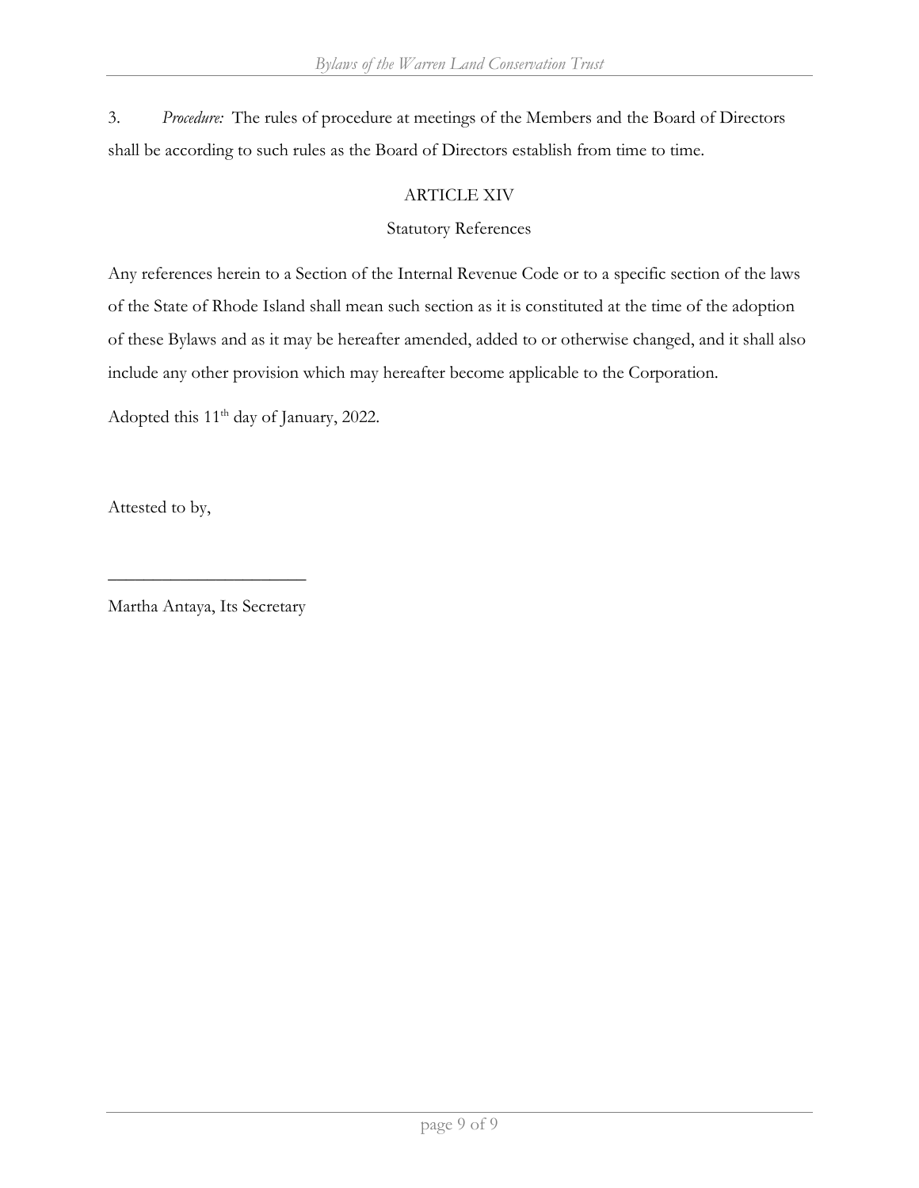3. *Procedure:* The rules of procedure at meetings of the Members and the Board of Directors shall be according to such rules as the Board of Directors establish from time to time.

## ARTICLE XIV

### Statutory References

Any references herein to a Section of the Internal Revenue Code or to a specific section of the laws of the State of Rhode Island shall mean such section as it is constituted at the time of the adoption of these Bylaws and as it may be hereafter amended, added to or otherwise changed, and it shall also include any other provision which may hereafter become applicable to the Corporation.

Adopted this 11th day of January, 2022.

Attested to by,

______________________

Martha Antaya, Its Secretary